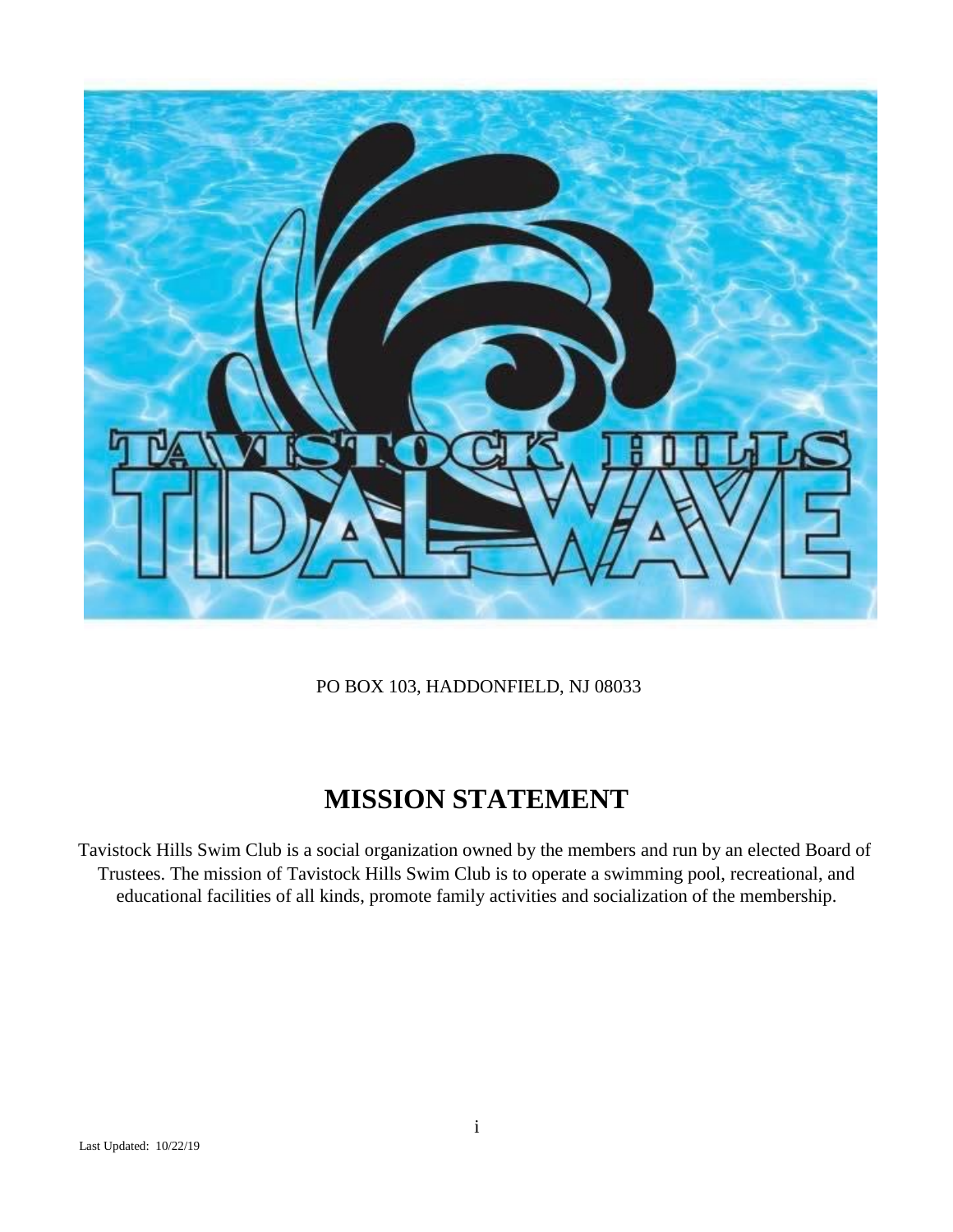PO BOX 103, HADDONFIELD, NJ 08033

# MISSION STATEMENT

Tavistock Hills Swim Club is a social organization owned by the members and run by an elected Board of Trustees. The mission of Tavistock Hills Swim Club is to operate a swimming pool, recreational, and educational facilities of all kinds, promote family activities and socialization of the membership.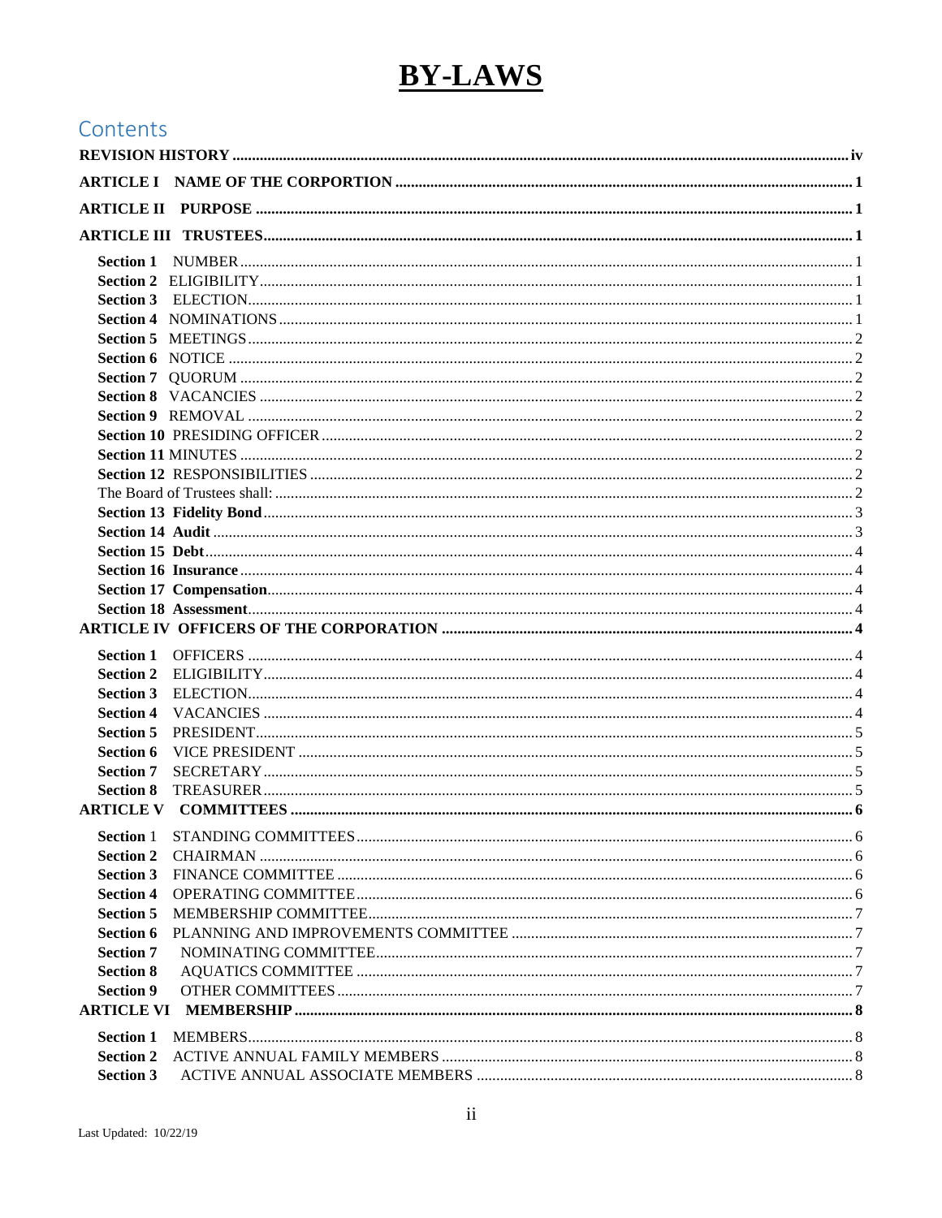# BY-LAWS

## Contents

REVISION HISTORY ..... iv

ARTICLE I NAME OF THE CORPORTION ..... 1

ARTICLE II PURPOSE ..... 1

ARTICLE III TRUSTEES ..... 1

- Section 1 NUMBER ..... 1
- Section 2 ELIGIBILITY ..... 1
- Section 3 ELECTION ..... 1
- Section 4 NOMINATIONS ..... 1
- Section 5 MEETINGS ..... 2
- Section 6 NOTICE ..... 2
- Section 7 QUORUM ..... 2
- Section 8 VACANCIES ..... 2
- Section 9 REMOVAL ..... 2
- Section 10 PRESIDING OFFICER ..... 2
- Section 11 MINUTES ..... 2
- Section 12 RESPONSIBILITIES ..... 2
- The Board of Trustees shall: ..... 2
- Section 13 Fidelity Bond ..... 3
- Section 14 Audit ..... 3
- Section 15 Debt ..... 4
- Section 16 Insurance ..... 4
- Section 17 Compensation ..... 4
- Section 18 Assessment ..... 4

ARTICLE IV OFFICERS OF THE CORPORATION ..... 4

- Section 1 OFFICERS ..... 4
- Section 2 ELIGIBILITY ..... 4
- Section 3 ELECTION ..... 4
- Section 4 VACANCIES ..... 4
- Section 5 PRESIDENT ..... 5
- Section 6 VICE PRESIDENT ..... 5
- Section 7 SECRETARY ..... 5
- Section 8 TREASURER ..... 5

ARTICLE V COMMITTEES ..... 6

- Section 1 STANDING COMMITTEES ..... 6
- Section 2 CHAIRMAN ..... 6
- Section 3 FINANCE COMMITTEE ..... 6
- Section 4 OPERATING COMMITTEE ..... 6
- Section 5 MEMBERSHIP COMMITTEE ..... 7
- Section 6 PLANNING AND IMPROVEMENTS COMMITTEE ..... 7
- Section 7 NOMINATING COMMITTEE ..... 7
- Section 8 AQUATICS COMMITTEE ..... 7
- Section 9 OTHER COMMITTEES ..... 7

ARTICLE VI MEMBERSHIP ..... 8

- Section 1 MEMBERS ..... 8
- Section 2 ACTIVE ANNUAL FAMILY MEMBERS ..... 8
- Section 3 ACTIVE ANNUAL ASSOCIATE MEMBERS ..... 8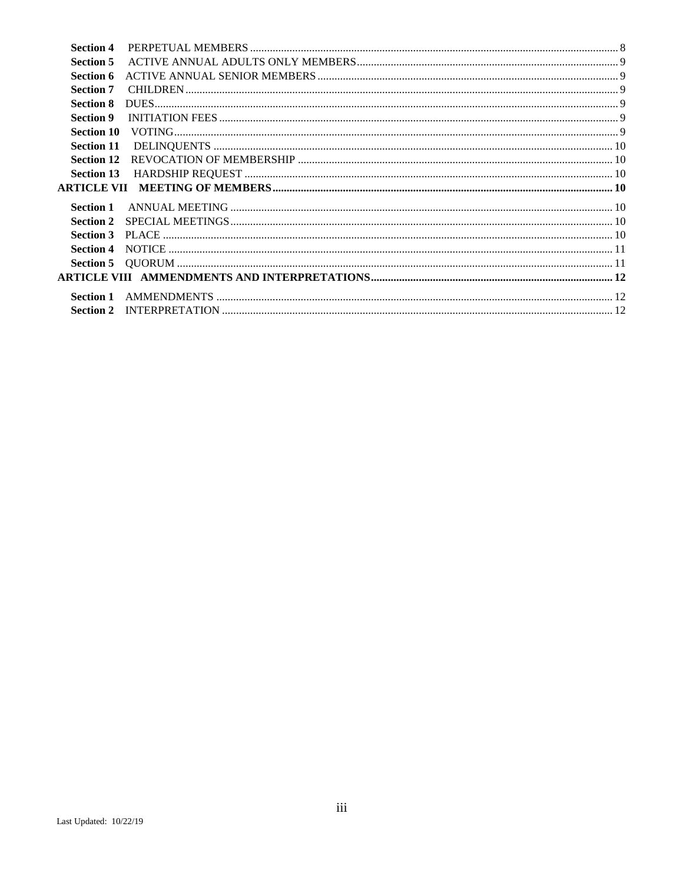**Section 4** PERPETUAL MEMBERS ........ 8
**Section 5** ACTIVE ANNUAL ADULTS ONLY MEMBERS ........ 9
**Section 6** ACTIVE ANNUAL SENIOR MEMBERS ........ 9
**Section 7** CHILDREN ........ 9
**Section 8** DUES ........ 9
**Section 9** INITIATION FEES ........ 9
**Section 10** VOTING ........ 9
**Section 11** DELINQUENTS ........ 10
**Section 12** REVOCATION OF MEMBERSHIP ........ 10
**Section 13** HARDSHIP REQUEST ........ 10

**ARTICLE VII MEETING OF MEMBERS ........ 10**

**Section 1** ANNUAL MEETING ........ 10
**Section 2** SPECIAL MEETINGS ........ 10
**Section 3** PLACE ........ 10
**Section 4** NOTICE ........ 11
**Section 5** QUORUM ........ 11

**ARTICLE VIII AMMENDMENTS AND INTERPRETATIONS ........ 12**

**Section 1** AMMENDMENTS ........ 12
**Section 2** INTERPRETATION ........ 12

Last Updated: 10/22/19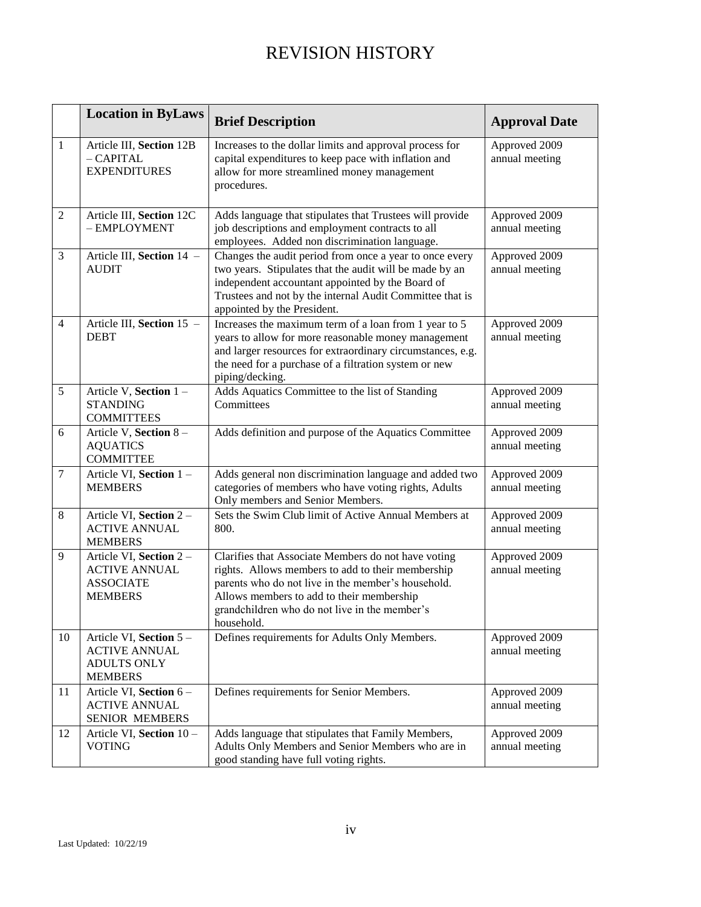# REVISION HISTORY

| | Location in ByLaws | Brief Description | Approval Date |
|---|---|---|---|
| 1 | Article III, **Section** 12B – CAPITAL EXPENDITURES | Increases to the dollar limits and approval process for capital expenditures to keep pace with inflation and allow for more streamlined money management procedures. | Approved 2009 annual meeting |
| 2 | Article III, **Section** 12C – EMPLOYMENT | Adds language that stipulates that Trustees will provide job descriptions and employment contracts to all employees. Added non discrimination language. | Approved 2009 annual meeting |
| 3 | Article III, **Section** 14 – AUDIT | Changes the audit period from once a year to once every two years. Stipulates that the audit will be made by an independent accountant appointed by the Board of Trustees and not by the internal Audit Committee that is appointed by the President. | Approved 2009 annual meeting |
| 4 | Article III, **Section** 15 – DEBT | Increases the maximum term of a loan from 1 year to 5 years to allow for more reasonable money management and larger resources for extraordinary circumstances, e.g. the need for a purchase of a filtration system or new piping/decking. | Approved 2009 annual meeting |
| 5 | Article V, **Section** 1 – STANDING COMMITTEES | Adds Aquatics Committee to the list of Standing Committees | Approved 2009 annual meeting |
| 6 | Article V, **Section** 8 – AQUATICS COMMITTEE | Adds definition and purpose of the Aquatics Committee | Approved 2009 annual meeting |
| 7 | Article VI, **Section** 1 – MEMBERS | Adds general non discrimination language and added two categories of members who have voting rights, Adults Only members and Senior Members. | Approved 2009 annual meeting |
| 8 | Article VI, **Section** 2 – ACTIVE ANNUAL MEMBERS | Sets the Swim Club limit of Active Annual Members at 800. | Approved 2009 annual meeting |
| 9 | Article VI, **Section** 2 – ACTIVE ANNUAL ASSOCIATE MEMBERS | Clarifies that Associate Members do not have voting rights. Allows members to add to their membership parents who do not live in the member's household. Allows members to add to their membership grandchildren who do not live in the member's household. | Approved 2009 annual meeting |
| 10 | Article VI, **Section** 5 – ACTIVE ANNUAL ADULTS ONLY MEMBERS | Defines requirements for Adults Only Members. | Approved 2009 annual meeting |
| 11 | Article VI, **Section** 6 – ACTIVE ANNUAL SENIOR MEMBERS | Defines requirements for Senior Members. | Approved 2009 annual meeting |
| 12 | Article VI, **Section** 10 – VOTING | Adds language that stipulates that Family Members, Adults Only Members and Senior Members who are in good standing have full voting rights. | Approved 2009 annual meeting |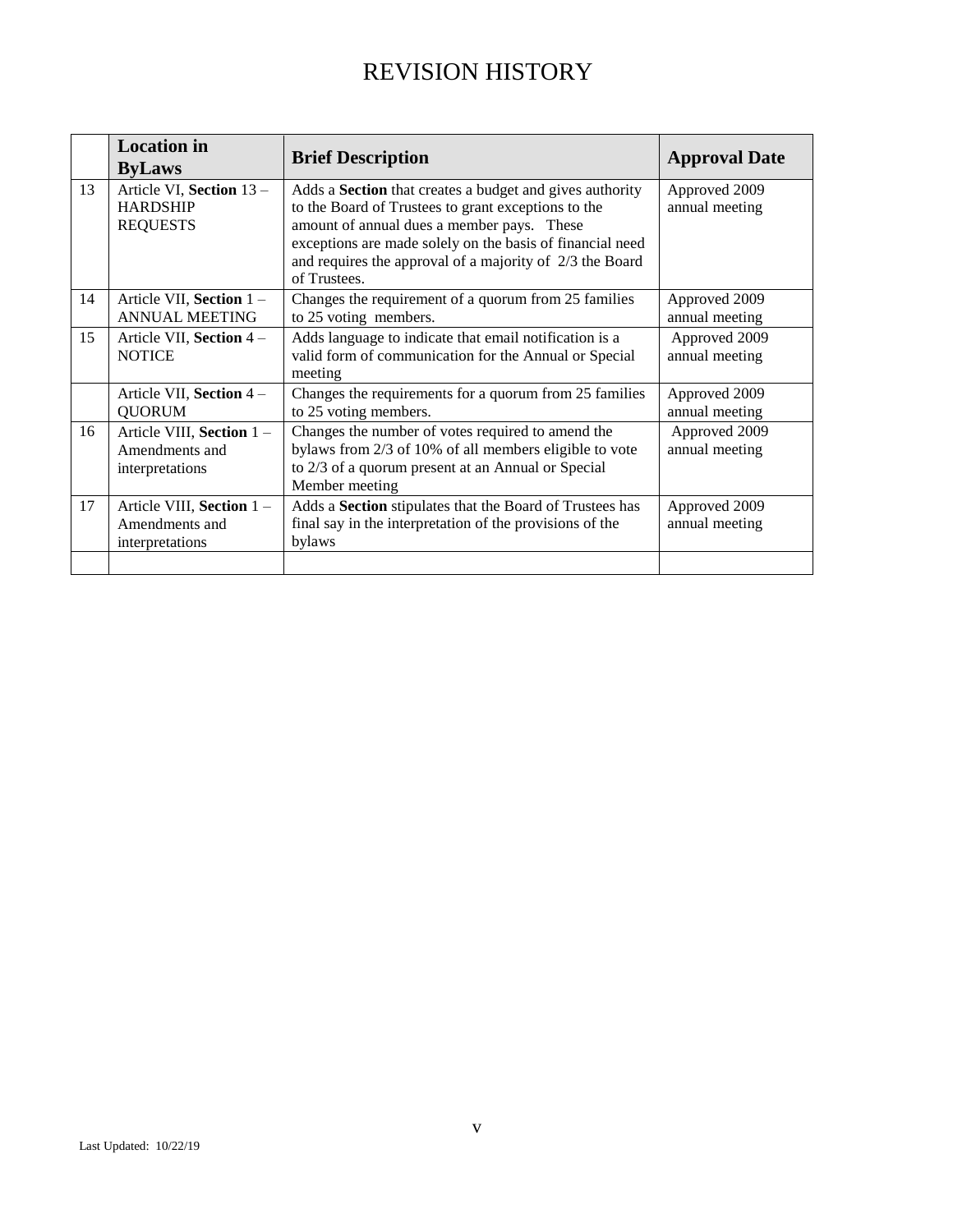# REVISION HISTORY

| | Location in ByLaws | Brief Description | Approval Date |
|---|---|---|---|
| 13 | Article VI, **Section** 13 – HARDSHIP REQUESTS | Adds a **Section** that creates a budget and gives authority to the Board of Trustees to grant exceptions to the amount of annual dues a member pays. These exceptions are made solely on the basis of financial need and requires the approval of a majority of 2/3 the Board of Trustees. | Approved 2009 annual meeting |
| 14 | Article VII, **Section** 1 – ANNUAL MEETING | Changes the requirement of a quorum from 25 families to 25 voting members. | Approved 2009 annual meeting |
| 15 | Article VII, **Section** 4 – NOTICE | Adds language to indicate that email notification is a valid form of communication for the Annual or Special meeting | Approved 2009 annual meeting |
| | Article VII, **Section** 4 – QUORUM | Changes the requirements for a quorum from 25 families to 25 voting members. | Approved 2009 annual meeting |
| 16 | Article VIII, **Section** 1 – Amendments and interpretations | Changes the number of votes required to amend the bylaws from 2/3 of 10% of all members eligible to vote to 2/3 of a quorum present at an Annual or Special Member meeting | Approved 2009 annual meeting |
| 17 | Article VIII, **Section** 1 – Amendments and interpretations | Adds a **Section** stipulates that the Board of Trustees has final say in the interpretation of the provisions of the bylaws | Approved 2009 annual meeting |
| | | | |

Last Updated: 10/22/19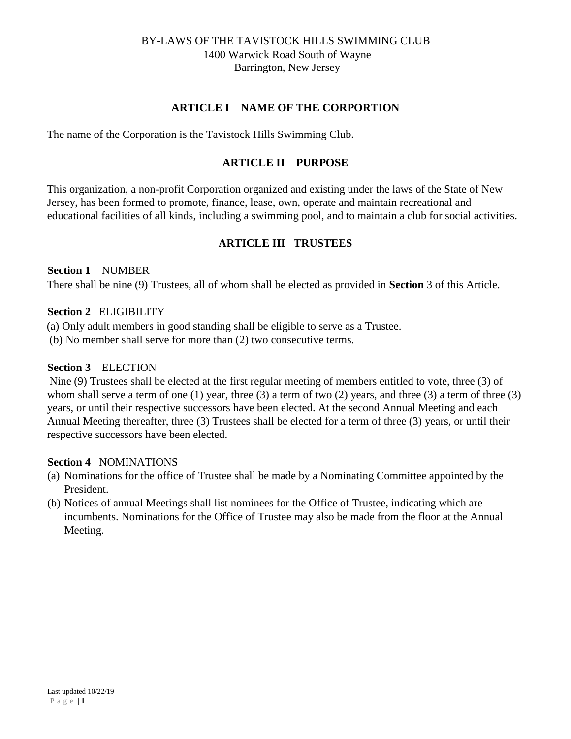BY-LAWS OF THE TAVISTOCK HILLS SWIMMING CLUB
1400 Warwick Road South of Wayne
Barrington, New Jersey

## ARTICLE I NAME OF THE CORPORTION

The name of the Corporation is the Tavistock Hills Swimming Club.

## ARTICLE II PURPOSE

This organization, a non-profit Corporation organized and existing under the laws of the State of New Jersey, has been formed to promote, finance, lease, own, operate and maintain recreational and educational facilities of all kinds, including a swimming pool, and to maintain a club for social activities.

## ARTICLE III TRUSTEES

**Section 1** NUMBER
There shall be nine (9) Trustees, all of whom shall be elected as provided in **Section** 3 of this Article.

**Section 2** ELIGIBILITY
(a) Only adult members in good standing shall be eligible to serve as a Trustee.
(b) No member shall serve for more than (2) two consecutive terms.

**Section 3** ELECTION
Nine (9) Trustees shall be elected at the first regular meeting of members entitled to vote, three (3) of whom shall serve a term of one (1) year, three (3) a term of two (2) years, and three (3) a term of three (3) years, or until their respective successors have been elected. At the second Annual Meeting and each Annual Meeting thereafter, three (3) Trustees shall be elected for a term of three (3) years, or until their respective successors have been elected.

**Section 4** NOMINATIONS
(a) Nominations for the office of Trustee shall be made by a Nominating Committee appointed by the President.
(b) Notices of annual Meetings shall list nominees for the Office of Trustee, indicating which are incumbents. Nominations for the Office of Trustee may also be made from the floor at the Annual Meeting.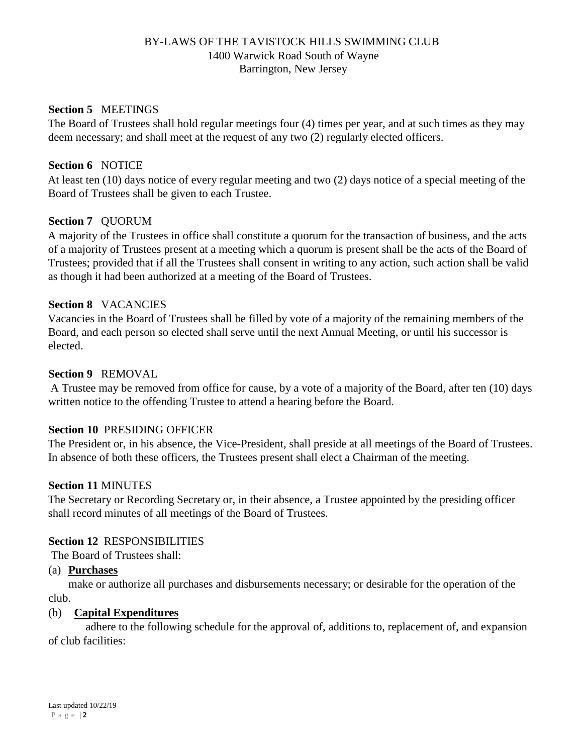BY-LAWS OF THE TAVISTOCK HILLS SWIMMING CLUB
1400 Warwick Road South of Wayne
Barrington, New Jersey

**Section 5** MEETINGS

The Board of Trustees shall hold regular meetings four (4) times per year, and at such times as they may deem necessary; and shall meet at the request of any two (2) regularly elected officers.

**Section 6** NOTICE

At least ten (10) days notice of every regular meeting and two (2) days notice of a special meeting of the Board of Trustees shall be given to each Trustee.

**Section 7** QUORUM

A majority of the Trustees in office shall constitute a quorum for the transaction of business, and the acts of a majority of Trustees present at a meeting which a quorum is present shall be the acts of the Board of Trustees; provided that if all the Trustees shall consent in writing to any action, such action shall be valid as though it had been authorized at a meeting of the Board of Trustees.

**Section 8** VACANCIES

Vacancies in the Board of Trustees shall be filled by vote of a majority of the remaining members of the Board, and each person so elected shall serve until the next Annual Meeting, or until his successor is elected.

**Section 9** REMOVAL

A Trustee may be removed from office for cause, by a vote of a majority of the Board, after ten (10) days written notice to the offending Trustee to attend a hearing before the Board.

**Section 10** PRESIDING OFFICER

The President or, in his absence, the Vice-President, shall preside at all meetings of the Board of Trustees. In absence of both these officers, the Trustees present shall elect a Chairman of the meeting.

**Section 11** MINUTES

The Secretary or Recording Secretary or, in their absence, a Trustee appointed by the presiding officer shall record minutes of all meetings of the Board of Trustees.

**Section 12** RESPONSIBILITIES

The Board of Trustees shall:

(a) **Purchases**

make or authorize all purchases and disbursements necessary; or desirable for the operation of the club.

(b) **Capital Expenditures**

adhere to the following schedule for the approval of, additions to, replacement of, and expansion of club facilities: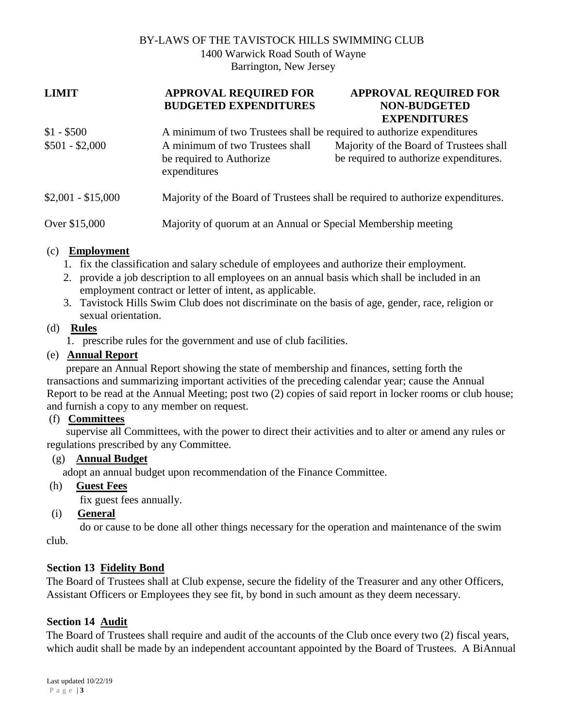BY-LAWS OF THE TAVISTOCK HILLS SWIMMING CLUB
1400 Warwick Road South of Wayne
Barrington, New Jersey

| LIMIT | APPROVAL REQUIRED FOR BUDGETED EXPENDITURES | APPROVAL REQUIRED FOR NON-BUDGETED EXPENDITURES |
|---|---|---|
| $1 - $500 | A minimum of two Trustees shall be required to authorize expenditures | |
| $501 - $2,000 | A minimum of two Trustees shall be required to Authorize expenditures | Majority of the Board of Trustees shall be required to authorize expenditures. |
| $2,001 - $15,000 | Majority of the Board of Trustees shall be required to authorize expenditures. | |
| Over $15,000 | Majority of quorum at an Annual or Special Membership meeting | |

(c) **Employment**

1. fix the classification and salary schedule of employees and authorize their employment.
2. provide a job description to all employees on an annual basis which shall be included in an employment contract or letter of intent, as applicable.
3. Tavistock Hills Swim Club does not discriminate on the basis of age, gender, race, religion or sexual orientation.

(d) **Rules**

1. prescribe rules for the government and use of club facilities.

(e) **Annual Report**

prepare an Annual Report showing the state of membership and finances, setting forth the transactions and summarizing important activities of the preceding calendar year; cause the Annual Report to be read at the Annual Meeting; post two (2) copies of said report in locker rooms or club house; and furnish a copy to any member on request.

(f) **Committees**

supervise all Committees, with the power to direct their activities and to alter or amend any rules or regulations prescribed by any Committee.

(g) **Annual Budget**

adopt an annual budget upon recommendation of the Finance Committee.

(h) **Guest Fees**

fix guest fees annually.

(i) **General**

do or cause to be done all other things necessary for the operation and maintenance of the swim club.

**Section 13 Fidelity Bond**

The Board of Trustees shall at Club expense, secure the fidelity of the Treasurer and any other Officers, Assistant Officers or Employees they see fit, by bond in such amount as they deem necessary.

**Section 14 Audit**

The Board of Trustees shall require and audit of the accounts of the Club once every two (2) fiscal years, which audit shall be made by an independent accountant appointed by the Board of Trustees. A BiAnnual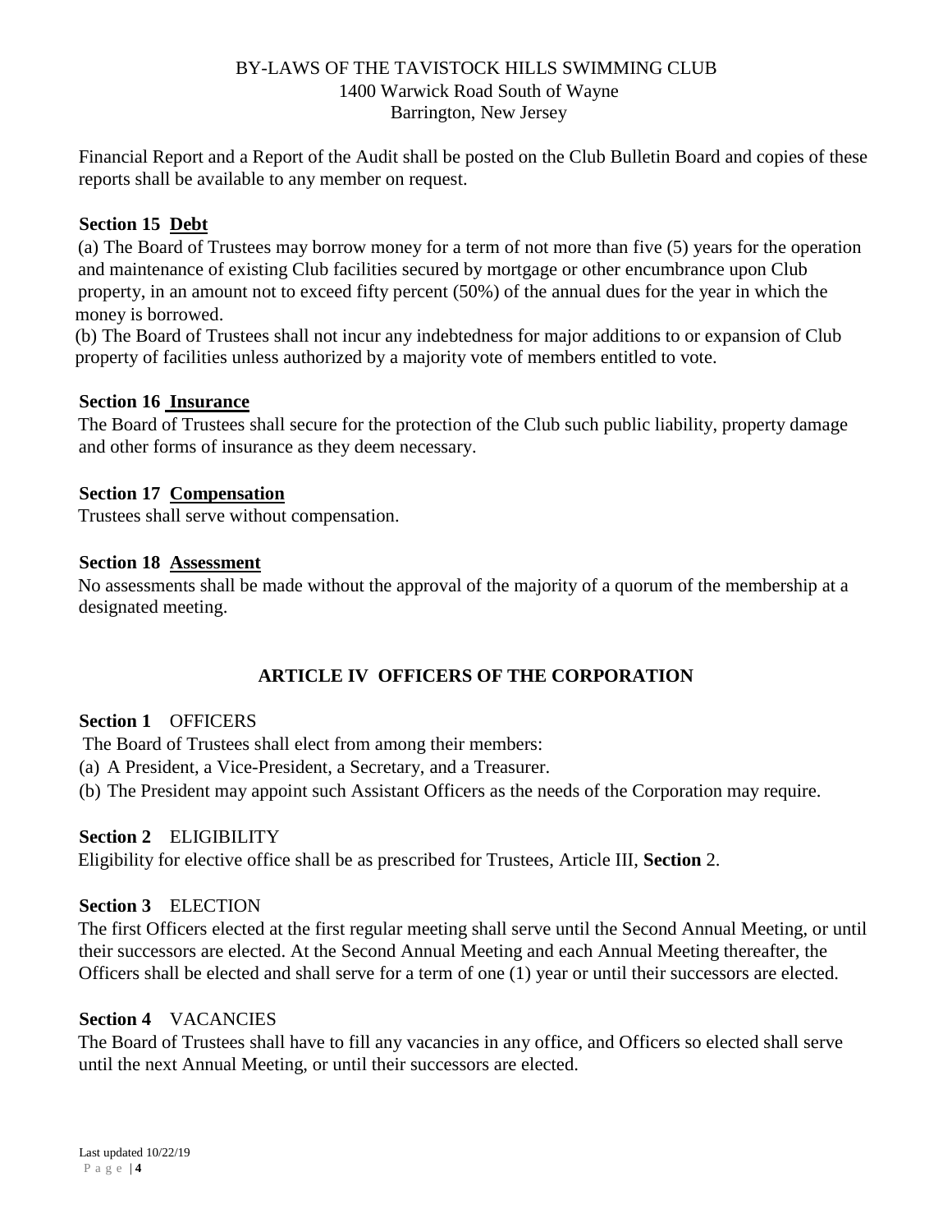Financial Report and a Report of the Audit shall be posted on the Club Bulletin Board and copies of these reports shall be available to any member on request.

**Section 15 Debt**

(a) The Board of Trustees may borrow money for a term of not more than five (5) years for the operation and maintenance of existing Club facilities secured by mortgage or other encumbrance upon Club property, in an amount not to exceed fifty percent (50%) of the annual dues for the year in which the money is borrowed.

(b) The Board of Trustees shall not incur any indebtedness for major additions to or expansion of Club property of facilities unless authorized by a majority vote of members entitled to vote.

**Section 16 Insurance**

The Board of Trustees shall secure for the protection of the Club such public liability, property damage and other forms of insurance as they deem necessary.

**Section 17 Compensation**

Trustees shall serve without compensation.

**Section 18 Assessment**

No assessments shall be made without the approval of the majority of a quorum of the membership at a designated meeting.

## ARTICLE IV OFFICERS OF THE CORPORATION

**Section 1** OFFICERS

The Board of Trustees shall elect from among their members:

(a) A President, a Vice-President, a Secretary, and a Treasurer.

(b) The President may appoint such Assistant Officers as the needs of the Corporation may require.

**Section 2** ELIGIBILITY

Eligibility for elective office shall be as prescribed for Trustees, Article III, **Section** 2.

**Section 3** ELECTION

The first Officers elected at the first regular meeting shall serve until the Second Annual Meeting, or until their successors are elected. At the Second Annual Meeting and each Annual Meeting thereafter, the Officers shall be elected and shall serve for a term of one (1) year or until their successors are elected.

**Section 4** VACANCIES

The Board of Trustees shall have to fill any vacancies in any office, and Officers so elected shall serve until the next Annual Meeting, or until their successors are elected.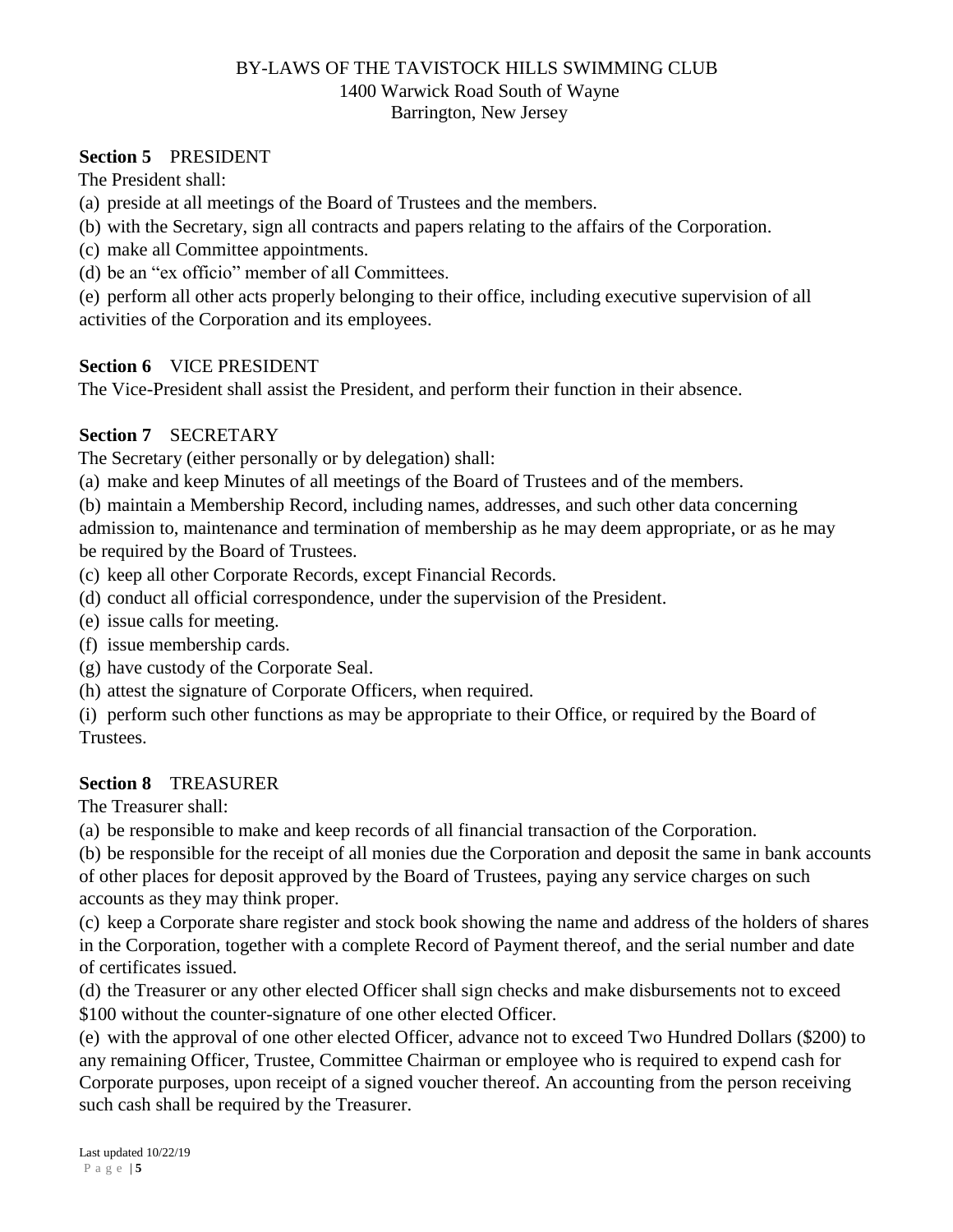BY-LAWS OF THE TAVISTOCK HILLS SWIMMING CLUB
1400 Warwick Road South of Wayne
Barrington, New Jersey

**Section 5** PRESIDENT

The President shall:

(a) preside at all meetings of the Board of Trustees and the members.

(b) with the Secretary, sign all contracts and papers relating to the affairs of the Corporation.

(c) make all Committee appointments.

(d) be an "ex officio" member of all Committees.

(e) perform all other acts properly belonging to their office, including executive supervision of all activities of the Corporation and its employees.

**Section 6** VICE PRESIDENT

The Vice-President shall assist the President, and perform their function in their absence.

**Section 7** SECRETARY

The Secretary (either personally or by delegation) shall:

(a) make and keep Minutes of all meetings of the Board of Trustees and of the members.

(b) maintain a Membership Record, including names, addresses, and such other data concerning admission to, maintenance and termination of membership as he may deem appropriate, or as he may be required by the Board of Trustees.

(c) keep all other Corporate Records, except Financial Records.

(d) conduct all official correspondence, under the supervision of the President.

(e) issue calls for meeting.

(f) issue membership cards.

(g) have custody of the Corporate Seal.

(h) attest the signature of Corporate Officers, when required.

(i) perform such other functions as may be appropriate to their Office, or required by the Board of Trustees.

**Section 8** TREASURER

The Treasurer shall:

(a) be responsible to make and keep records of all financial transaction of the Corporation.

(b) be responsible for the receipt of all monies due the Corporation and deposit the same in bank accounts of other places for deposit approved by the Board of Trustees, paying any service charges on such accounts as they may think proper.

(c) keep a Corporate share register and stock book showing the name and address of the holders of shares in the Corporation, together with a complete Record of Payment thereof, and the serial number and date of certificates issued.

(d) the Treasurer or any other elected Officer shall sign checks and make disbursements not to exceed \$100 without the counter-signature of one other elected Officer.

(e) with the approval of one other elected Officer, advance not to exceed Two Hundred Dollars (\$200) to any remaining Officer, Trustee, Committee Chairman or employee who is required to expend cash for Corporate purposes, upon receipt of a signed voucher thereof. An accounting from the person receiving such cash shall be required by the Treasurer.

Last updated 10/22/19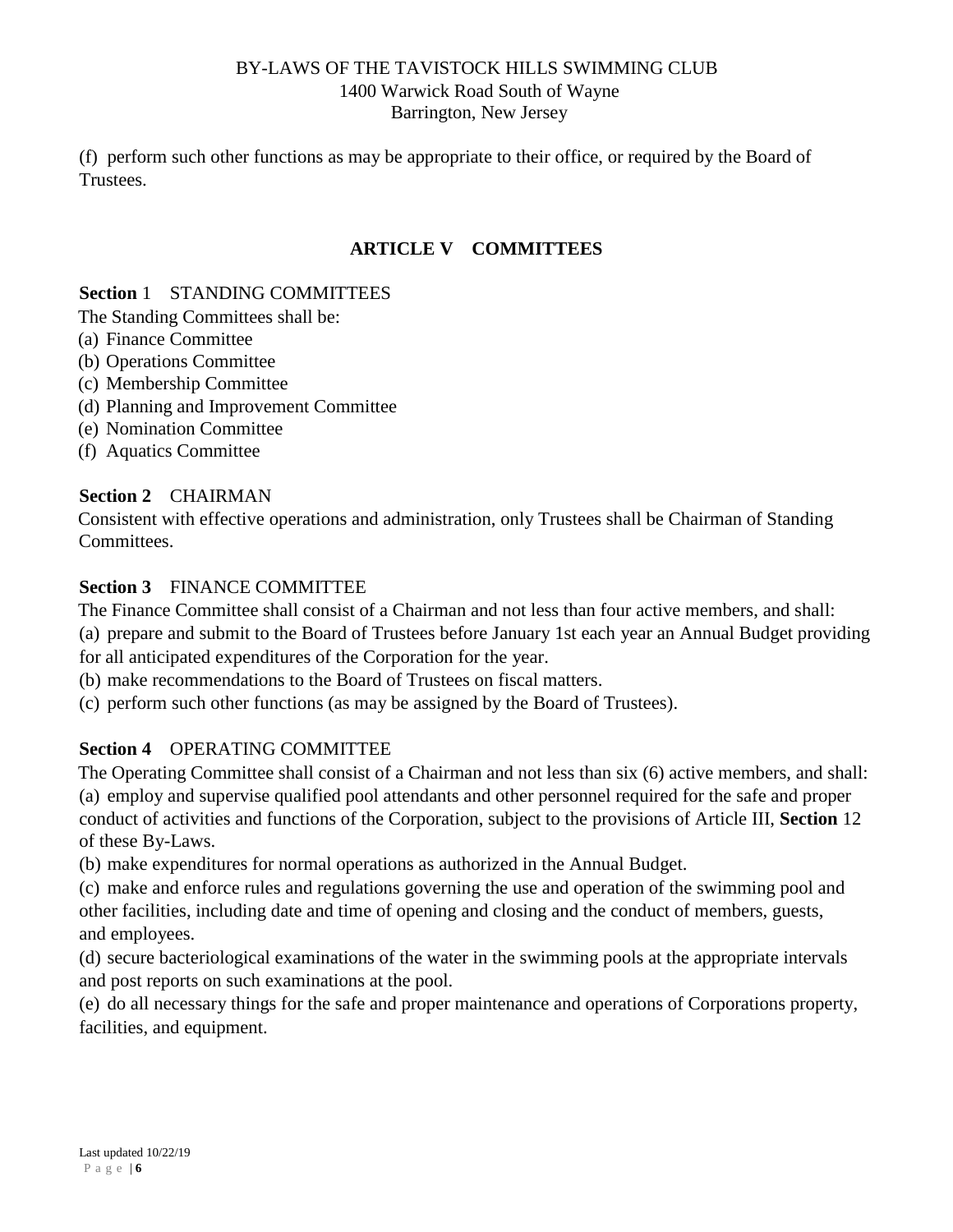(f) perform such other functions as may be appropriate to their office, or required by the Board of Trustees.

## ARTICLE V COMMITTEES

**Section** 1 STANDING COMMITTEES

The Standing Committees shall be:

(a) Finance Committee
(b) Operations Committee
(c) Membership Committee
(d) Planning and Improvement Committee
(e) Nomination Committee
(f) Aquatics Committee

**Section 2** CHAIRMAN

Consistent with effective operations and administration, only Trustees shall be Chairman of Standing Committees.

**Section 3** FINANCE COMMITTEE

The Finance Committee shall consist of a Chairman and not less than four active members, and shall:

(a) prepare and submit to the Board of Trustees before January 1st each year an Annual Budget providing for all anticipated expenditures of the Corporation for the year.

(b) make recommendations to the Board of Trustees on fiscal matters.

(c) perform such other functions (as may be assigned by the Board of Trustees).

**Section 4** OPERATING COMMITTEE

The Operating Committee shall consist of a Chairman and not less than six (6) active members, and shall:

(a) employ and supervise qualified pool attendants and other personnel required for the safe and proper conduct of activities and functions of the Corporation, subject to the provisions of Article III, **Section** 12 of these By-Laws.

(b) make expenditures for normal operations as authorized in the Annual Budget.

(c) make and enforce rules and regulations governing the use and operation of the swimming pool and other facilities, including date and time of opening and closing and the conduct of members, guests, and employees.

(d) secure bacteriological examinations of the water in the swimming pools at the appropriate intervals and post reports on such examinations at the pool.

(e) do all necessary things for the safe and proper maintenance and operations of Corporations property, facilities, and equipment.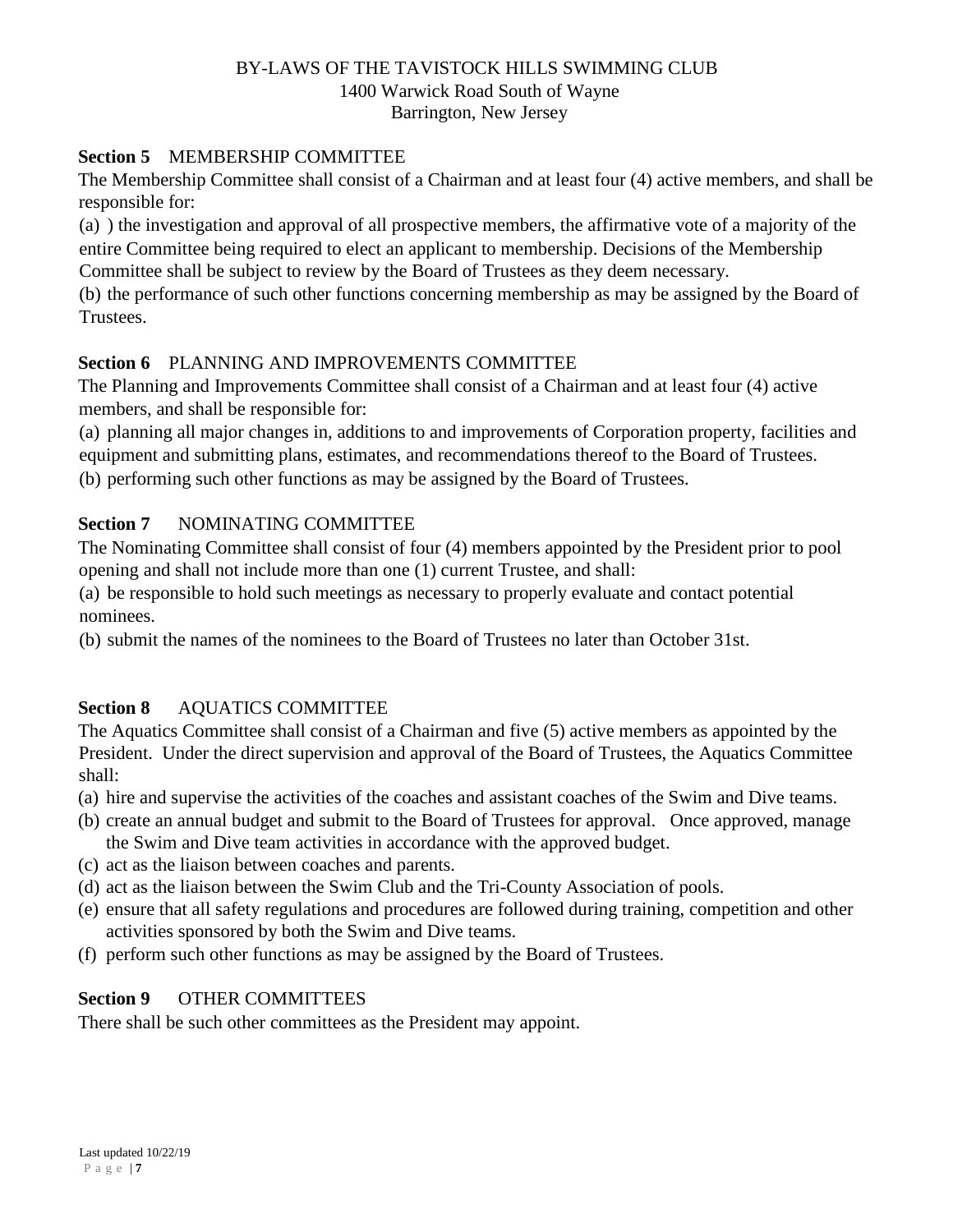**Section 5** MEMBERSHIP COMMITTEE

The Membership Committee shall consist of a Chairman and at least four (4) active members, and shall be responsible for:

(a) ) the investigation and approval of all prospective members, the affirmative vote of a majority of the entire Committee being required to elect an applicant to membership. Decisions of the Membership Committee shall be subject to review by the Board of Trustees as they deem necessary.

(b) the performance of such other functions concerning membership as may be assigned by the Board of Trustees.

**Section 6** PLANNING AND IMPROVEMENTS COMMITTEE

The Planning and Improvements Committee shall consist of a Chairman and at least four (4) active members, and shall be responsible for:

(a) planning all major changes in, additions to and improvements of Corporation property, facilities and equipment and submitting plans, estimates, and recommendations thereof to the Board of Trustees.

(b) performing such other functions as may be assigned by the Board of Trustees.

**Section 7** NOMINATING COMMITTEE

The Nominating Committee shall consist of four (4) members appointed by the President prior to pool opening and shall not include more than one (1) current Trustee, and shall:

(a) be responsible to hold such meetings as necessary to properly evaluate and contact potential nominees.

(b) submit the names of the nominees to the Board of Trustees no later than October 31st.

**Section 8** AQUATICS COMMITTEE

The Aquatics Committee shall consist of a Chairman and five (5) active members as appointed by the President. Under the direct supervision and approval of the Board of Trustees, the Aquatics Committee shall:

(a) hire and supervise the activities of the coaches and assistant coaches of the Swim and Dive teams.
(b) create an annual budget and submit to the Board of Trustees for approval. Once approved, manage the Swim and Dive team activities in accordance with the approved budget.
(c) act as the liaison between coaches and parents.
(d) act as the liaison between the Swim Club and the Tri-County Association of pools.
(e) ensure that all safety regulations and procedures are followed during training, competition and other activities sponsored by both the Swim and Dive teams.
(f) perform such other functions as may be assigned by the Board of Trustees.

**Section 9** OTHER COMMITTEES

There shall be such other committees as the President may appoint.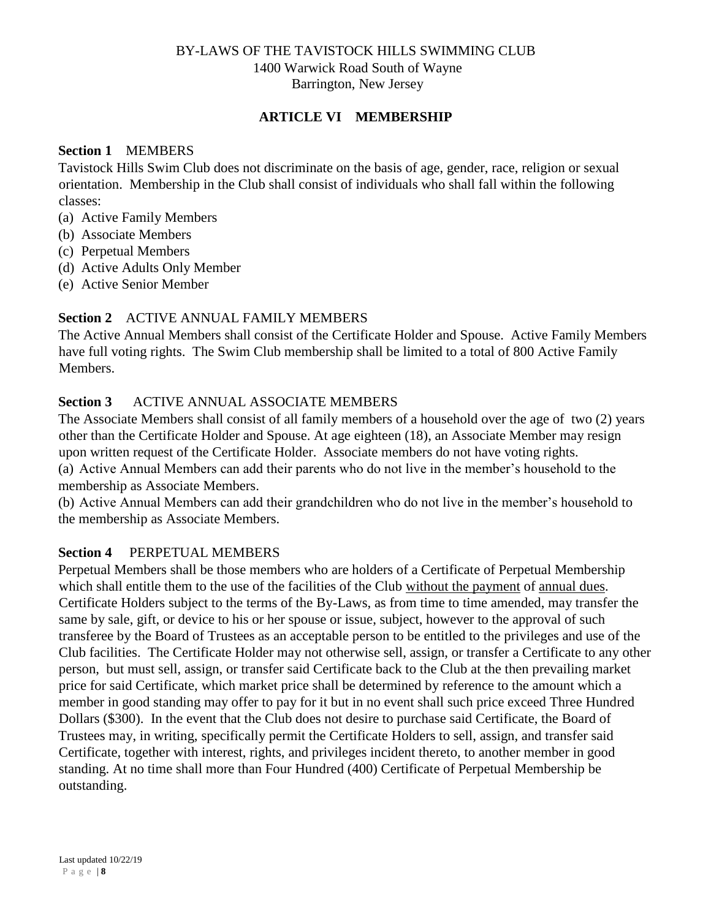BY-LAWS OF THE TAVISTOCK HILLS SWIMMING CLUB
1400 Warwick Road South of Wayne
Barrington, New Jersey

## ARTICLE VI MEMBERSHIP

**Section 1** MEMBERS

Tavistock Hills Swim Club does not discriminate on the basis of age, gender, race, religion or sexual orientation. Membership in the Club shall consist of individuals who shall fall within the following classes:

(a) Active Family Members
(b) Associate Members
(c) Perpetual Members
(d) Active Adults Only Member
(e) Active Senior Member

**Section 2** ACTIVE ANNUAL FAMILY MEMBERS

The Active Annual Members shall consist of the Certificate Holder and Spouse. Active Family Members have full voting rights. The Swim Club membership shall be limited to a total of 800 Active Family Members.

**Section 3** ACTIVE ANNUAL ASSOCIATE MEMBERS

The Associate Members shall consist of all family members of a household over the age of two (2) years other than the Certificate Holder and Spouse. At age eighteen (18), an Associate Member may resign upon written request of the Certificate Holder. Associate members do not have voting rights.

(a) Active Annual Members can add their parents who do not live in the member's household to the membership as Associate Members.

(b) Active Annual Members can add their grandchildren who do not live in the member's household to the membership as Associate Members.

**Section 4** PERPETUAL MEMBERS

Perpetual Members shall be those members who are holders of a Certificate of Perpetual Membership which shall entitle them to the use of the facilities of the Club <u>without the payment</u> of <u>annual dues</u>. Certificate Holders subject to the terms of the By-Laws, as from time to time amended, may transfer the same by sale, gift, or device to his or her spouse or issue, subject, however to the approval of such transferee by the Board of Trustees as an acceptable person to be entitled to the privileges and use of the Club facilities. The Certificate Holder may not otherwise sell, assign, or transfer a Certificate to any other person, but must sell, assign, or transfer said Certificate back to the Club at the then prevailing market price for said Certificate, which market price shall be determined by reference to the amount which a member in good standing may offer to pay for it but in no event shall such price exceed Three Hundred Dollars ($300). In the event that the Club does not desire to purchase said Certificate, the Board of Trustees may, in writing, specifically permit the Certificate Holders to sell, assign, and transfer said Certificate, together with interest, rights, and privileges incident thereto, to another member in good standing. At no time shall more than Four Hundred (400) Certificate of Perpetual Membership be outstanding.

Last updated 10/22/19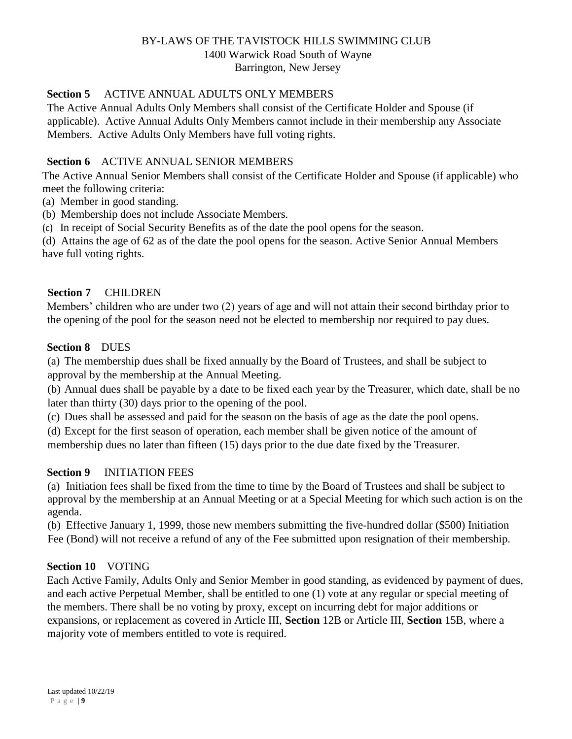BY-LAWS OF THE TAVISTOCK HILLS SWIMMING CLUB
1400 Warwick Road South of Wayne
Barrington, New Jersey

**Section 5** ACTIVE ANNUAL ADULTS ONLY MEMBERS

The Active Annual Adults Only Members shall consist of the Certificate Holder and Spouse (if applicable). Active Annual Adults Only Members cannot include in their membership any Associate Members. Active Adults Only Members have full voting rights.

**Section 6** ACTIVE ANNUAL SENIOR MEMBERS

The Active Annual Senior Members shall consist of the Certificate Holder and Spouse (if applicable) who meet the following criteria:

(a) Member in good standing.

(b) Membership does not include Associate Members.

(c) In receipt of Social Security Benefits as of the date the pool opens for the season.

(d) Attains the age of 62 as of the date the pool opens for the season. Active Senior Annual Members have full voting rights.

**Section 7** CHILDREN

Members' children who are under two (2) years of age and will not attain their second birthday prior to the opening of the pool for the season need not be elected to membership nor required to pay dues.

**Section 8** DUES

(a) The membership dues shall be fixed annually by the Board of Trustees, and shall be subject to approval by the membership at the Annual Meeting.

(b) Annual dues shall be payable by a date to be fixed each year by the Treasurer, which date, shall be no later than thirty (30) days prior to the opening of the pool.

(c) Dues shall be assessed and paid for the season on the basis of age as the date the pool opens.

(d) Except for the first season of operation, each member shall be given notice of the amount of membership dues no later than fifteen (15) days prior to the due date fixed by the Treasurer.

**Section 9** INITIATION FEES

(a) Initiation fees shall be fixed from the time to time by the Board of Trustees and shall be subject to approval by the membership at an Annual Meeting or at a Special Meeting for which such action is on the agenda.

(b) Effective January 1, 1999, those new members submitting the five-hundred dollar ($500) Initiation Fee (Bond) will not receive a refund of any of the Fee submitted upon resignation of their membership.

**Section 10** VOTING

Each Active Family, Adults Only and Senior Member in good standing, as evidenced by payment of dues, and each active Perpetual Member, shall be entitled to one (1) vote at any regular or special meeting of the members. There shall be no voting by proxy, except on incurring debt for major additions or expansions, or replacement as covered in Article III, **Section** 12B or Article III, **Section** 15B, where a majority vote of members entitled to vote is required.

Last updated 10/22/19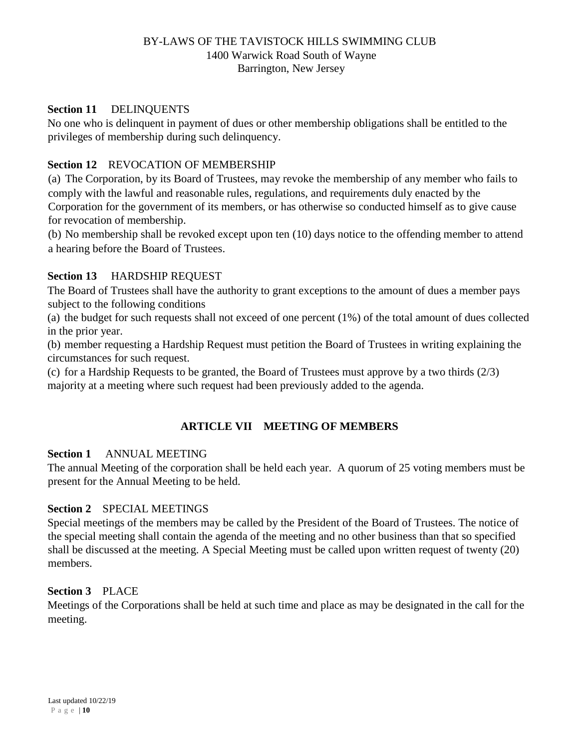**Section 11** DELINQUENTS

No one who is delinquent in payment of dues or other membership obligations shall be entitled to the privileges of membership during such delinquency.

**Section 12** REVOCATION OF MEMBERSHIP

(a) The Corporation, by its Board of Trustees, may revoke the membership of any member who fails to comply with the lawful and reasonable rules, regulations, and requirements duly enacted by the Corporation for the government of its members, or has otherwise so conducted himself as to give cause for revocation of membership.

(b) No membership shall be revoked except upon ten (10) days notice to the offending member to attend a hearing before the Board of Trustees.

**Section 13** HARDSHIP REQUEST

The Board of Trustees shall have the authority to grant exceptions to the amount of dues a member pays subject to the following conditions

(a) the budget for such requests shall not exceed of one percent (1%) of the total amount of dues collected in the prior year.

(b) member requesting a Hardship Request must petition the Board of Trustees in writing explaining the circumstances for such request.

(c) for a Hardship Requests to be granted, the Board of Trustees must approve by a two thirds (2/3) majority at a meeting where such request had been previously added to the agenda.

## ARTICLE VII MEETING OF MEMBERS

**Section 1** ANNUAL MEETING

The annual Meeting of the corporation shall be held each year. A quorum of 25 voting members must be present for the Annual Meeting to be held.

**Section 2** SPECIAL MEETINGS

Special meetings of the members may be called by the President of the Board of Trustees. The notice of the special meeting shall contain the agenda of the meeting and no other business than that so specified shall be discussed at the meeting. A Special Meeting must be called upon written request of twenty (20) members.

**Section 3** PLACE

Meetings of the Corporations shall be held at such time and place as may be designated in the call for the meeting.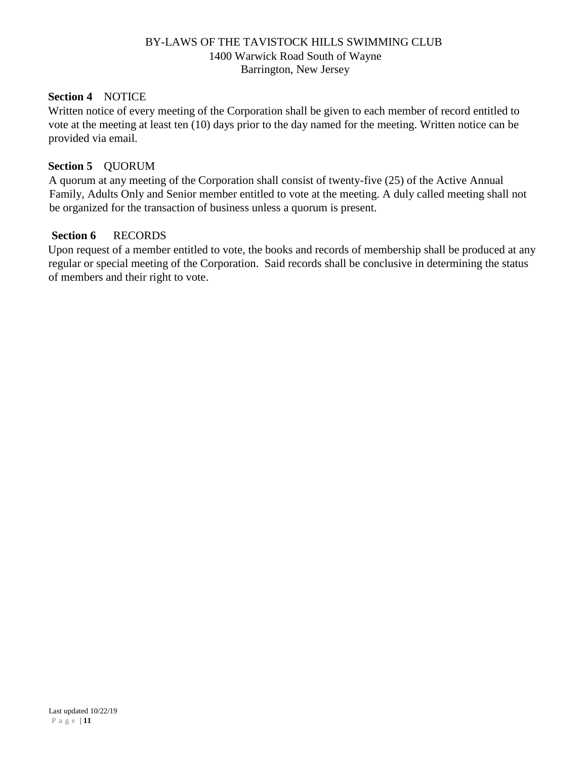**Section 4** NOTICE

Written notice of every meeting of the Corporation shall be given to each member of record entitled to vote at the meeting at least ten (10) days prior to the day named for the meeting. Written notice can be provided via email.

**Section 5** QUORUM

A quorum at any meeting of the Corporation shall consist of twenty-five (25) of the Active Annual Family, Adults Only and Senior member entitled to vote at the meeting. A duly called meeting shall not be organized for the transaction of business unless a quorum is present.

**Section 6** RECORDS

Upon request of a member entitled to vote, the books and records of membership shall be produced at any regular or special meeting of the Corporation. Said records shall be conclusive in determining the status of members and their right to vote.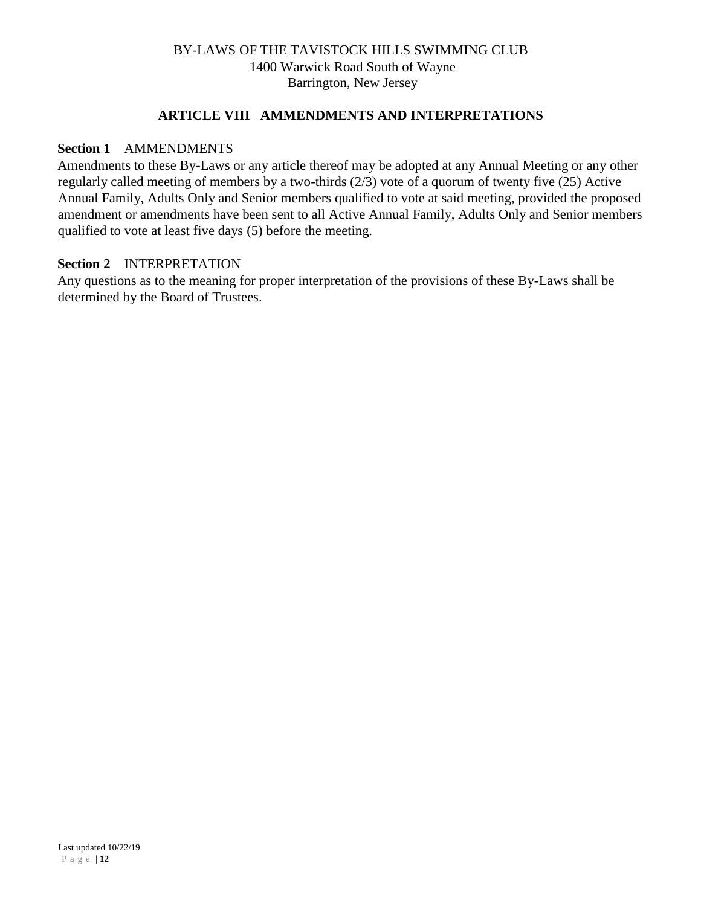BY-LAWS OF THE TAVISTOCK HILLS SWIMMING CLUB
1400 Warwick Road South of Wayne
Barrington, New Jersey

## ARTICLE VIII AMMENDMENTS AND INTERPRETATIONS

**Section 1** AMMENDMENTS

Amendments to these By-Laws or any article thereof may be adopted at any Annual Meeting or any other regularly called meeting of members by a two-thirds (2/3) vote of a quorum of twenty five (25) Active Annual Family, Adults Only and Senior members qualified to vote at said meeting, provided the proposed amendment or amendments have been sent to all Active Annual Family, Adults Only and Senior members qualified to vote at least five days (5) before the meeting.

**Section 2** INTERPRETATION

Any questions as to the meaning for proper interpretation of the provisions of these By-Laws shall be determined by the Board of Trustees.

Last updated 10/22/19